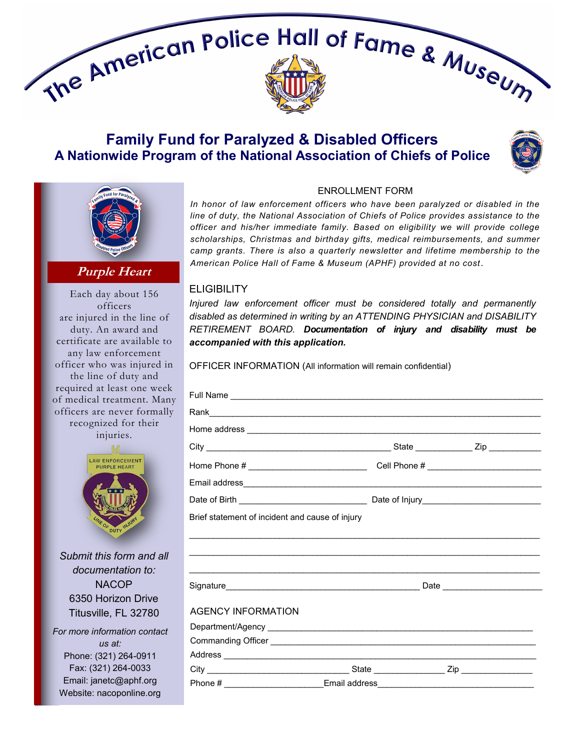# The American Police Hall of Fame & Museum

## Family Fund for Paralyzed & Disabled Officers
## A Nationwide Program of the National Association of Chiefs of Police

### ENROLLMENT FORM

*In honor of law enforcement officers who have been paralyzed or disabled in the line of duty, the National Association of Chiefs of Police provides assistance to the officer and his/her immediate family. Based on eligibility we will provide college scholarships, Christmas and birthday gifts, medical reimbursements, and summer camp grants. There is also a quarterly newsletter and lifetime membership to the American Police Hall of Fame & Museum (APHF) provided at no cost.*

### ELIGIBILITY

*Injured law enforcement officer must be considered totally and permanently disabled as determined in writing by an ATTENDING PHYSICIAN and DISABILITY RETIREMENT BOARD.* ***Documentation of injury and disability must be accompanied with this application.***

### OFFICER INFORMATION (All information will remain confidential)

Full Name ____________________________________________________________

Rank ____________________________________________________________

Home address ____________________________________________________________

City ______________________________ State ___________ Zip ___________

Home Phone # ______________________ Cell Phone # ______________________

Email address ____________________________________________________________

Date of Birth ______________________ Date of Injury ______________________

Brief statement of incident and cause of injury

____________________________________________________________

____________________________________________________________

____________________________________________________________

Signature ____________________________________ Date ____________________

### AGENCY INFORMATION

Department/Agency ____________________________________________________________

Commanding Officer ____________________________________________________________

Address ____________________________________________________________

City ___________________________ State ______________ Zip ______________

Phone # ____________________ Email address ______________________________

---

### Purple Heart

Each day about 156 officers are injured in the line of duty. An award and certificate are available to any law enforcement officer who was injured in the line of duty and required at least one week of medical treatment. Many officers are never formally recognized for their injuries.

*Submit this form and all documentation to:*

NACOP
6350 Horizon Drive
Titusville, FL 32780

*For more information contact us at:*

Phone: (321) 264-0911
Fax: (321) 264-0033
Email: janetc@aphf.org
Website: nacoponline.org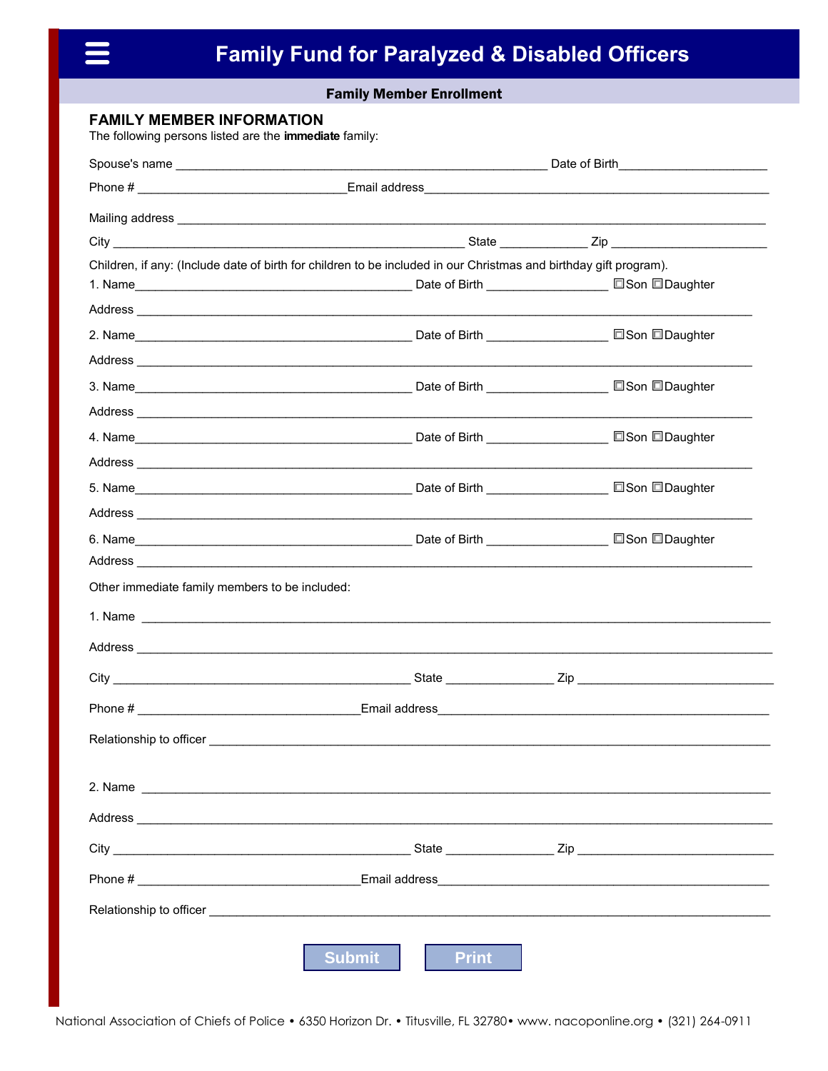# Family Fund for Paralyzed & Disabled Officers

## Family Member Enrollment

### FAMILY MEMBER INFORMATION

The following persons listed are the **immediate** family:

Spouse's name ______________________________ Date of Birth____________________

Phone # ____________________________Email address______________________________

Mailing address ________________________________________________________________

City ______________________________ State ____________ Zip ______________________

Children, if any: (Include date of birth for children to be included in our Christmas and birthday gift program).

1. Name______________________________ Date of Birth ______________ ☐Son ☐Daughter

Address ______________________________________________________________________

2. Name______________________________ Date of Birth ______________ ☐Son ☐Daughter

Address ______________________________________________________________________

3. Name______________________________ Date of Birth ______________ ☐Son ☐Daughter

Address ______________________________________________________________________

4. Name______________________________ Date of Birth ______________ ☐Son ☐Daughter

Address ______________________________________________________________________

5. Name______________________________ Date of Birth ______________ ☐Son ☐Daughter

Address ______________________________________________________________________

6. Name______________________________ Date of Birth ______________ ☐Son ☐Daughter

Address ______________________________________________________________________

Other immediate family members to be included:

1. Name ______________________________________________________________________

Address ______________________________________________________________________

City ______________________________ State ______________ Zip ____________________

Phone # ____________________________Email address______________________________

Relationship to officer _________________________________________________________

2. Name ______________________________________________________________________

Address ______________________________________________________________________

City ______________________________ State ______________ Zip ____________________

Phone # ____________________________Email address______________________________

Relationship to officer _________________________________________________________

Submit Print

National Association of Chiefs of Police • 6350 Horizon Dr. • Titusville, FL 32780• www. nacoponline.org • (321) 264-0911